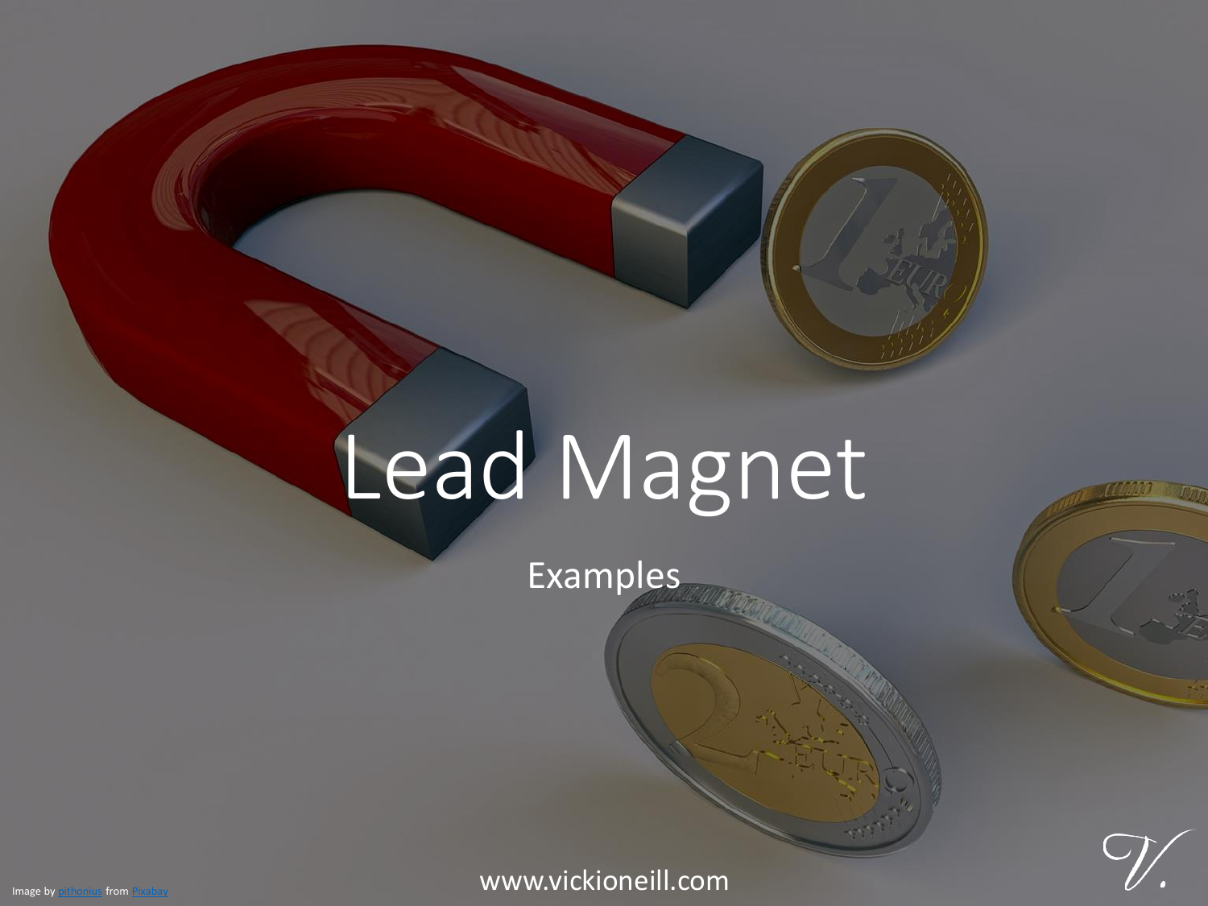# Lead Magnet

Examples

www.vickioneill.com

Image by pithonius from Pixabay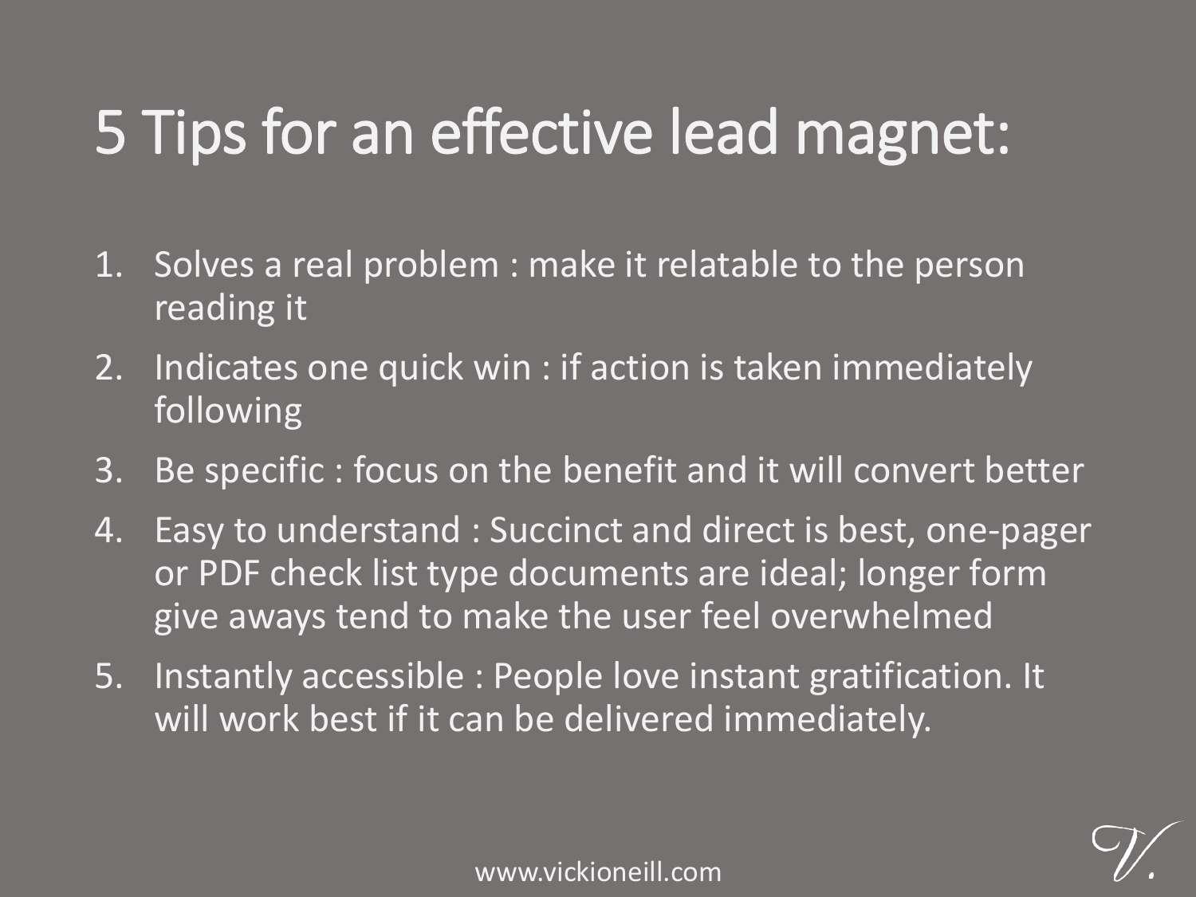# 5 Tips for an effective lead magnet:

1. Solves a real problem : make it relatable to the person reading it
2. Indicates one quick win : if action is taken immediately following
3. Be specific : focus on the benefit and it will convert better
4. Easy to understand : Succinct and direct is best, one-pager or PDF check list type documents are ideal; longer form give aways tend to make the user feel overwhelmed
5. Instantly accessible : People love instant gratification. It will work best if it can be delivered immediately.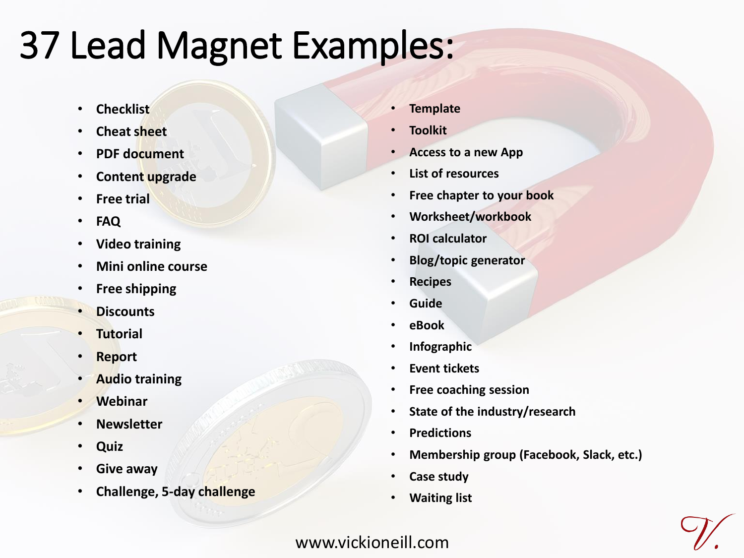# 37 Lead Magnet Examples:

- Checklist
- Cheat sheet
- PDF document
- Content upgrade
- Free trial
- FAQ
- Video training
- Mini online course
- Free shipping
- Discounts
- Tutorial
- Report
- Audio training
- Webinar
- Newsletter
- Quiz
- Give away
- Challenge, 5-day challenge
- Template
- Toolkit
- Access to a new App
- List of resources
- Free chapter to your book
- Worksheet/workbook
- ROI calculator
- Blog/topic generator
- Recipes
- Guide
- eBook
- Infographic
- Event tickets
- Free coaching session
- State of the industry/research
- Predictions
- Membership group (Facebook, Slack, etc.)
- Case study
- Waiting list

www.vickioneill.com